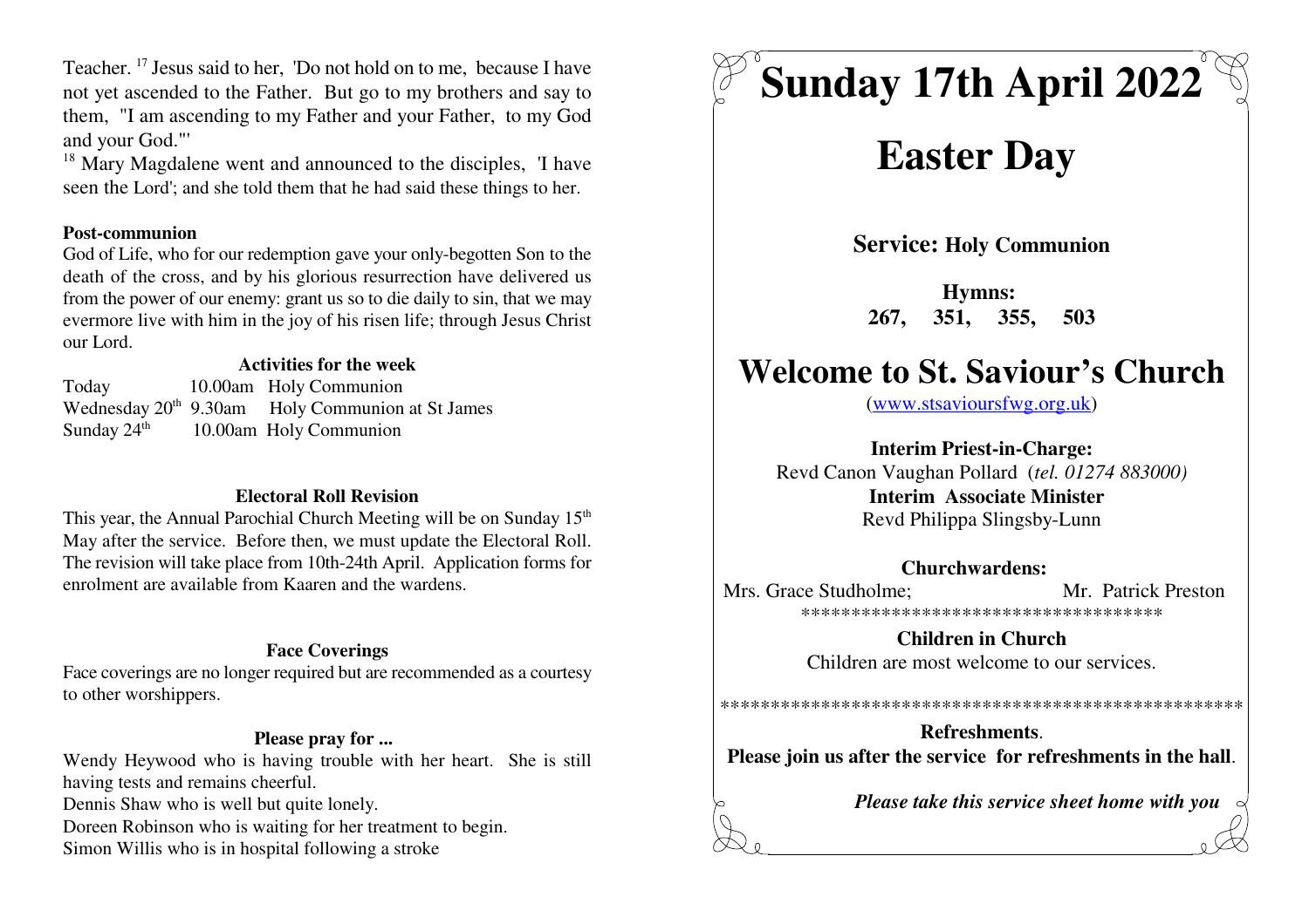Teacher. [17] Jesus said to her, 'Do not hold on to me, because I have not yet ascended to the Father. But go to my brothers and say to them, "I am ascending to my Father and your Father, to my God and your God."'

[18] Mary Magdalene went and announced to the disciples, 'I have seen the Lord'; and she told them that he had said these things to her.

**Post-communion**

God of Life, who for our redemption gave your only-begotten Son to the death of the cross, and by his glorious resurrection have delivered us from the power of our enemy: grant us so to die daily to sin, that we may evermore live with him in the joy of his risen life; through Jesus Christ our Lord.

**Activities for the week**

| | | |
|---|---|---|
| Today | 10.00am | Holy Communion |
| Wednesday 20th | 9.30am | Holy Communion at St James |
| Sunday 24th | 10.00am | Holy Communion |

**Electoral Roll Revision**

This year, the Annual Parochial Church Meeting will be on Sunday 15th May after the service. Before then, we must update the Electoral Roll. The revision will take place from 10th-24th April. Application forms for enrolment are available from Kaaren and the wardens.

**Face Coverings**

Face coverings are no longer required but are recommended as a courtesy to other worshippers.

**Please pray for ...**

Wendy Heywood who is having trouble with her heart. She is still having tests and remains cheerful.
Dennis Shaw who is well but quite lonely.
Doreen Robinson who is waiting for her treatment to begin.
Simon Willis who is in hospital following a stroke

# Sunday 17th April 2022

# Easter Day

**Service: Holy Communion**

**Hymns:**
**267, 351, 355, 503**

# Welcome to St. Saviour's Church

(www.stsavioursfwg.org.uk)

**Interim Priest-in-Charge:**
Revd Canon Vaughan Pollard (*tel. 01274 883000)*
**Interim Associate Minister**
Revd Philippa Slingsby-Lunn

**Churchwardens:**
Mrs. Grace Studholme; Mr. Patrick Preston

***************************************

**Children in Church**
Children are most welcome to our services.

*****************************************************

**Refreshments**.
**Please join us after the service for refreshments in the hall**.

***Please take this service sheet home with you***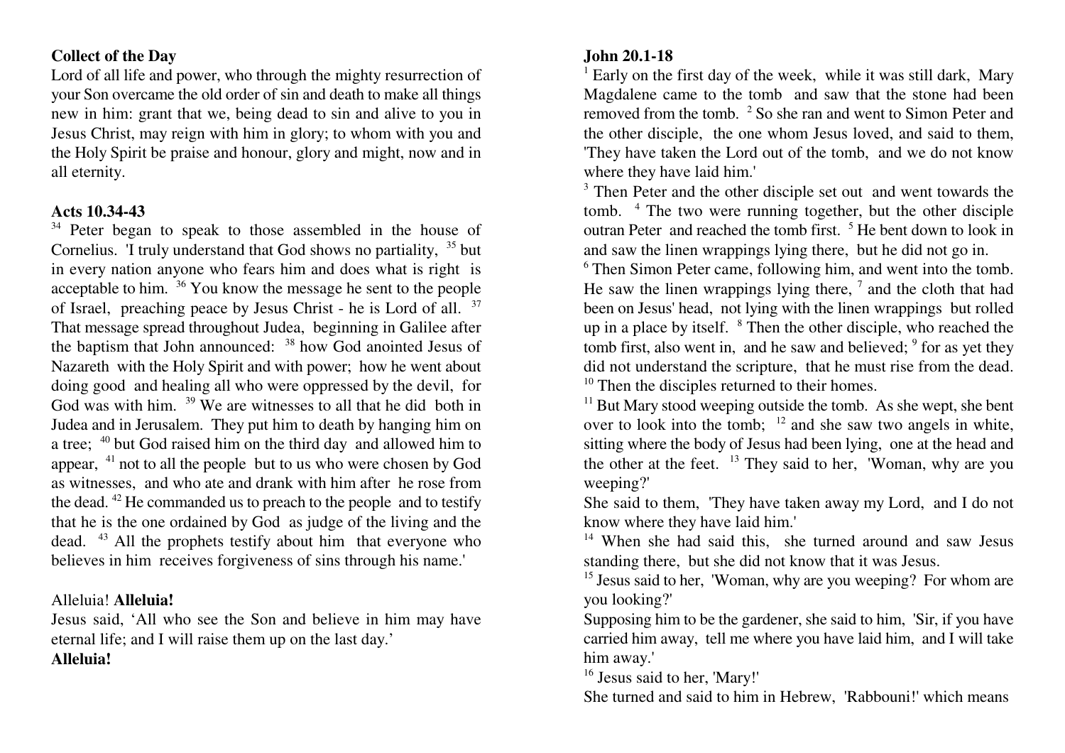**Collect of the Day**

Lord of all life and power, who through the mighty resurrection of your Son overcame the old order of sin and death to make all things new in him: grant that we, being dead to sin and alive to you in Jesus Christ, may reign with him in glory; to whom with you and the Holy Spirit be praise and honour, glory and might, now and in all eternity.

**Acts 10.34-43**

[34] Peter began to speak to those assembled in the house of Cornelius. 'I truly understand that God shows no partiality, [35] but in every nation anyone who fears him and does what is right is acceptable to him. [36] You know the message he sent to the people of Israel, preaching peace by Jesus Christ - he is Lord of all. [37] That message spread throughout Judea, beginning in Galilee after the baptism that John announced: [38] how God anointed Jesus of Nazareth with the Holy Spirit and with power; how he went about doing good and healing all who were oppressed by the devil, for God was with him. [39] We are witnesses to all that he did both in Judea and in Jerusalem. They put him to death by hanging him on a tree; [40] but God raised him on the third day and allowed him to appear, [41] not to all the people but to us who were chosen by God as witnesses, and who ate and drank with him after he rose from the dead. [42] He commanded us to preach to the people and to testify that he is the one ordained by God as judge of the living and the dead. [43] All the prophets testify about him that everyone who believes in him receives forgiveness of sins through his name.'

Alleluia! **Alleluia!**

Jesus said, 'All who see the Son and believe in him may have eternal life; and I will raise them up on the last day.'

**Alleluia!**

**John 20.1-18**

[1] Early on the first day of the week, while it was still dark, Mary Magdalene came to the tomb and saw that the stone had been removed from the tomb. [2] So she ran and went to Simon Peter and the other disciple, the one whom Jesus loved, and said to them, 'They have taken the Lord out of the tomb, and we do not know where they have laid him.'

[3] Then Peter and the other disciple set out and went towards the tomb. [4] The two were running together, but the other disciple outran Peter and reached the tomb first. [5] He bent down to look in and saw the linen wrappings lying there, but he did not go in.

[6] Then Simon Peter came, following him, and went into the tomb. He saw the linen wrappings lying there, [7] and the cloth that had been on Jesus' head, not lying with the linen wrappings but rolled up in a place by itself. [8] Then the other disciple, who reached the tomb first, also went in, and he saw and believed; [9] for as yet they did not understand the scripture, that he must rise from the dead. [10] Then the disciples returned to their homes.

[11] But Mary stood weeping outside the tomb. As she wept, she bent over to look into the tomb; [12] and she saw two angels in white, sitting where the body of Jesus had been lying, one at the head and the other at the feet. [13] They said to her, 'Woman, why are you weeping?'

She said to them, 'They have taken away my Lord, and I do not know where they have laid him.'

[14] When she had said this, she turned around and saw Jesus standing there, but she did not know that it was Jesus.

[15] Jesus said to her, 'Woman, why are you weeping? For whom are you looking?'

Supposing him to be the gardener, she said to him, 'Sir, if you have carried him away, tell me where you have laid him, and I will take him away.'

[16] Jesus said to her, 'Mary!'

She turned and said to him in Hebrew, 'Rabbouni!' which means